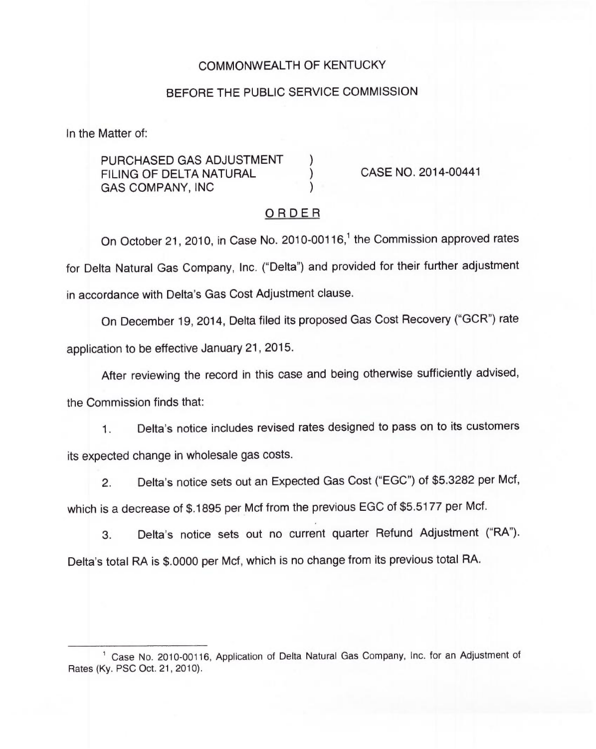COMMONWEALTH OF KENTUCKY

BEFORE THE PUBLIC SERVICE COMMISSION

In the Matter of:

PURCHASED GAS ADJUSTMENT FILING OF DELTA NATURAL GAS COMPANY, INC ) CASE NO. 2014-00441

## ORDER

On October 21, 2010, in Case No. 2010-00116,[1] the Commission approved rates for Delta Natural Gas Company, Inc. ("Delta") and provided for their further adjustment in accordance with Delta's Gas Cost Adjustment clause.

On December 19, 2014, Delta filed its proposed Gas Cost Recovery ("GCR") rate application to be effective January 21, 2015.

After reviewing the record in this case and being otherwise sufficiently advised, the Commission finds that:

1. Delta's notice includes revised rates designed to pass on to its customers its expected change in wholesale gas costs.

2. Delta's notice sets out an Expected Gas Cost ("EGC") of $5.3282 per Mcf, which is a decrease of $.1895 per Mcf from the previous EGC of $5.5177 per Mcf.

3. Delta's notice sets out no current quarter Refund Adjustment ("RA"). Delta's total RA is $.0000 per Mcf, which is no change from its previous total RA.

[1] Case No. 2010-00116, Application of Delta Natural Gas Company, Inc. for an Adjustment of Rates (Ky. PSC Oct. 21, 2010).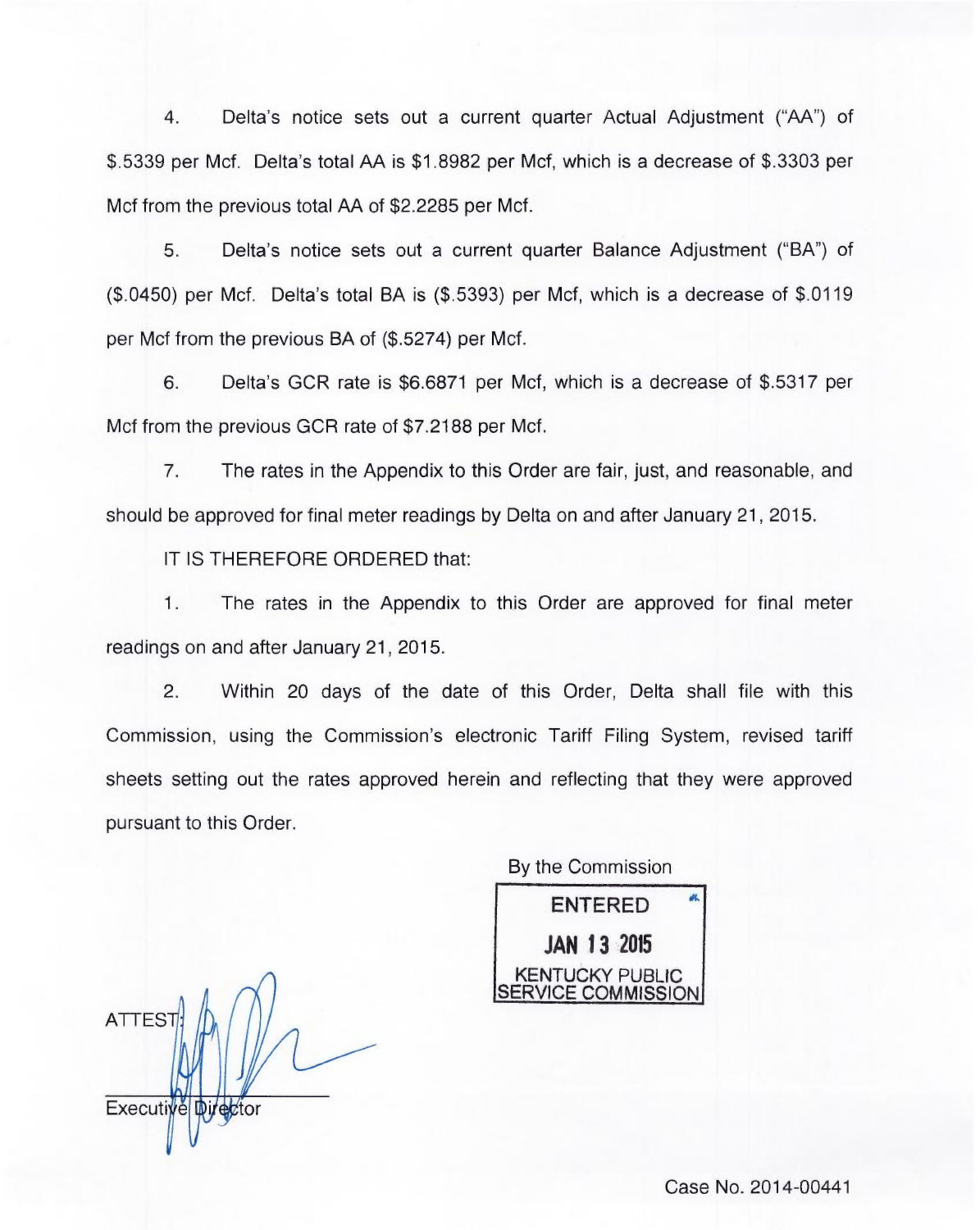4. Delta's notice sets out a current quarter Actual Adjustment ("AA") of $.5339 per Mcf. Delta's total AA is $1.8982 per Mcf, which is a decrease of $.3303 per Mcf from the previous total AA of $2.2285 per Mcf.

5. Delta's notice sets out a current quarter Balance Adjustment ("BA") of ($.0450) per Mcf. Delta's total BA is ($.5393) per Mcf, which is a decrease of $.0119 per Mcf from the previous BA of ($.5274) per Mcf.

6. Delta's GCR rate is $6.6871 per Mcf, which is a decrease of $.5317 per Mcf from the previous GCR rate of $7.2188 per Mcf.

7. The rates in the Appendix to this Order are fair, just, and reasonable, and should be approved for final meter readings by Delta on and after January 21, 2015.

IT IS THEREFORE ORDERED that:

1. The rates in the Appendix to this Order are approved for final meter readings on and after January 21, 2015.

2. Within 20 days of the date of this Order, Delta shall file with this Commission, using the Commission's electronic Tariff Filing System, revised tariff sheets setting out the rates approved herein and reflecting that they were approved pursuant to this Order.

By the Commission

ENTERED
JAN 13 2015
KENTUCKY PUBLIC SERVICE COMMISSION

ATTEST:

Executive Director

Case No. 2014-00441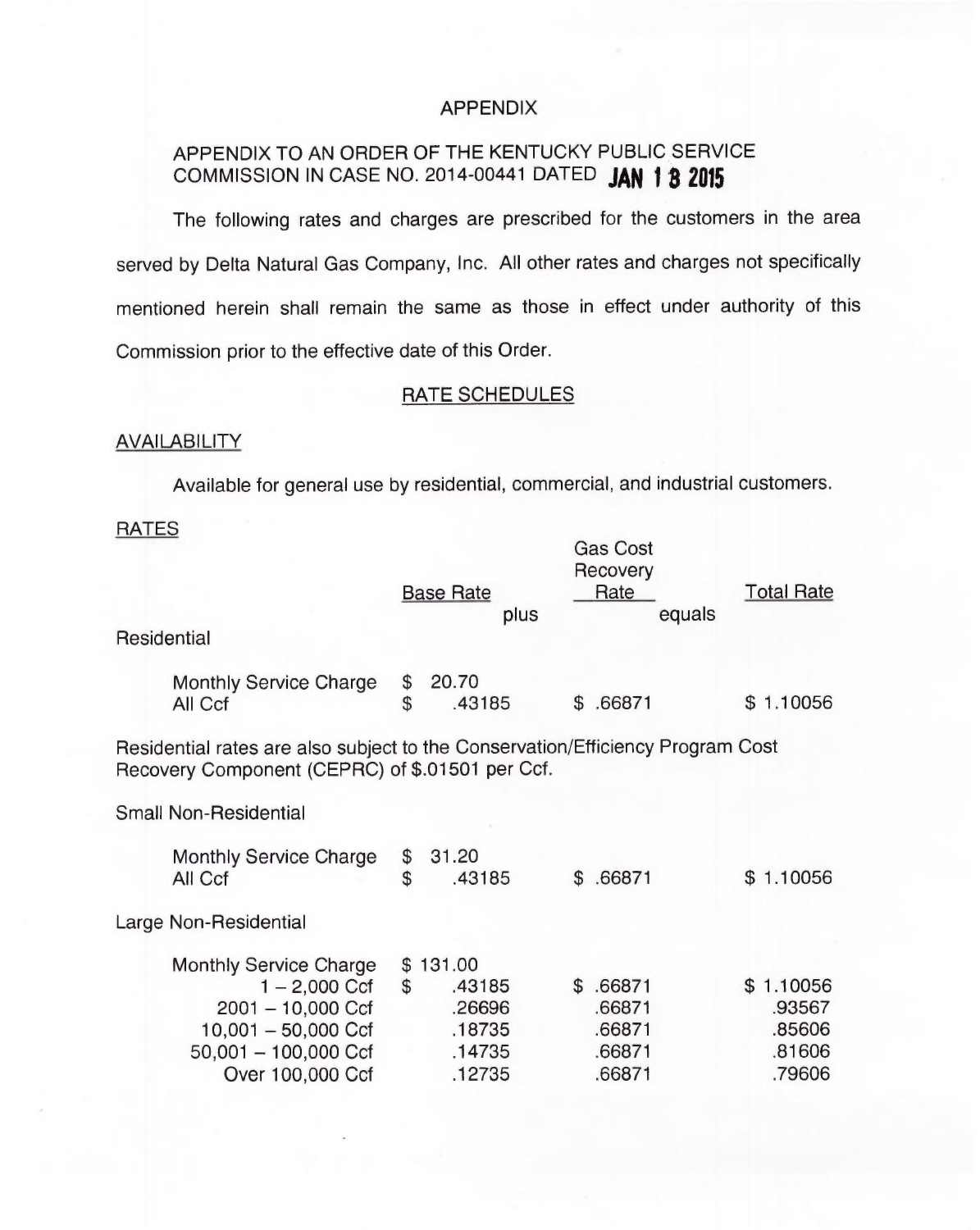# APPENDIX

APPENDIX TO AN ORDER OF THE KENTUCKY PUBLIC SERVICE COMMISSION IN CASE NO. 2014-00441 DATED **JAN 13 2015**

The following rates and charges are prescribed for the customers in the area served by Delta Natural Gas Company, Inc. All other rates and charges not specifically mentioned herein shall remain the same as those in effect under authority of this Commission prior to the effective date of this Order.

## RATE SCHEDULES

### AVAILABILITY

Available for general use by residential, commercial, and industrial customers.

### RATES

| | Base Rate | plus | Gas Cost Recovery Rate | equals | Total Rate |
|---|---|---|---|---|---|
| **Residential** | | | | | |
| Monthly Service Charge | $ 20.70 | | | | |
| All Ccf | $ .43185 | | $ .66871 | | $ 1.10056 |

Residential rates are also subject to the Conservation/Efficiency Program Cost Recovery Component (CEPRC) of $.01501 per Ccf.

| | Base Rate | plus | Gas Cost Recovery Rate | equals | Total Rate |
|---|---|---|---|---|---|
| **Small Non-Residential** | | | | | |
| Monthly Service Charge | $ 31.20 | | | | |
| All Ccf | $ .43185 | | $ .66871 | | $ 1.10056 |
| **Large Non-Residential** | | | | | |
| Monthly Service Charge | $ 131.00 | | | | |
| 1 – 2,000 Ccf | $ .43185 | | $ .66871 | | $ 1.10056 |
| 2001 – 10,000 Ccf | .26696 | | .66871 | | .93567 |
| 10,001 – 50,000 Ccf | .18735 | | .66871 | | .85606 |
| 50,001 – 100,000 Ccf | .14735 | | .66871 | | .81606 |
| Over 100,000 Ccf | .12735 | | .66871 | | .79606 |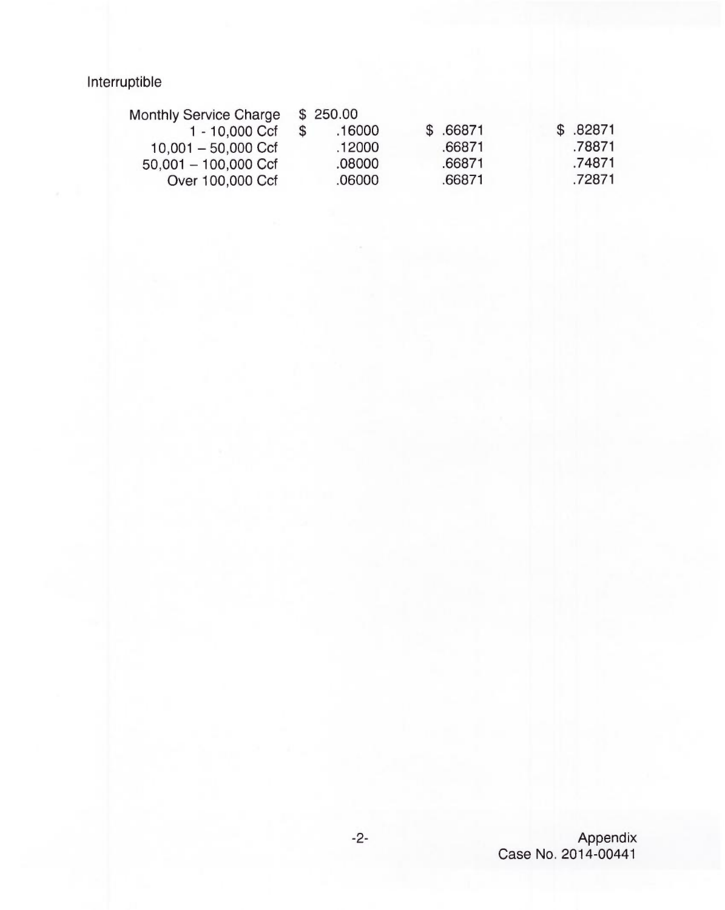Interruptible

| | | | |
|---|---|---|---|
| Monthly Service Charge | $ 250.00 | | |
| 1 - 10,000 Ccf | $ .16000 | $ .66871 | $ .82871 |
| 10,001 – 50,000 Ccf | .12000 | .66871 | .78871 |
| 50,001 – 100,000 Ccf | .08000 | .66871 | .74871 |
| Over 100,000 Ccf | .06000 | .66871 | .72871 |

Appendix
Case No. 2014-00441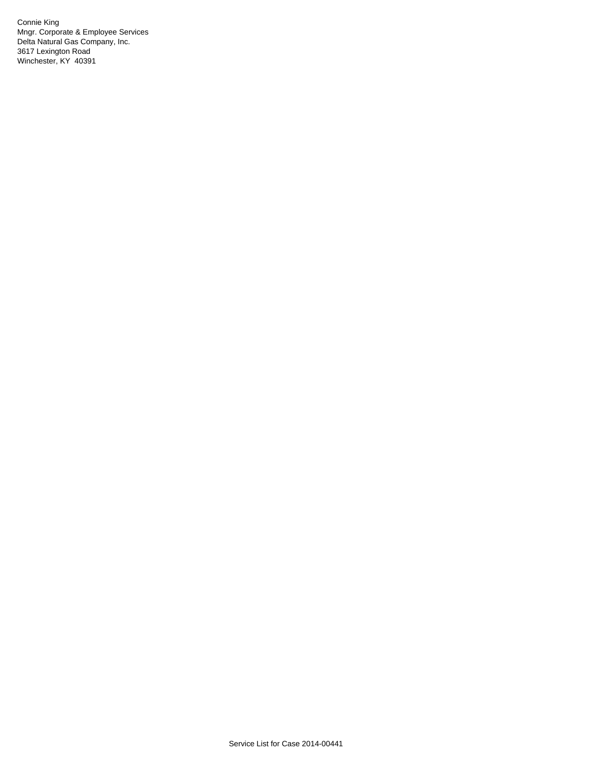Connie King
Mngr. Corporate & Employee Services
Delta Natural Gas Company, Inc.
3617 Lexington Road
Winchester, KY  40391